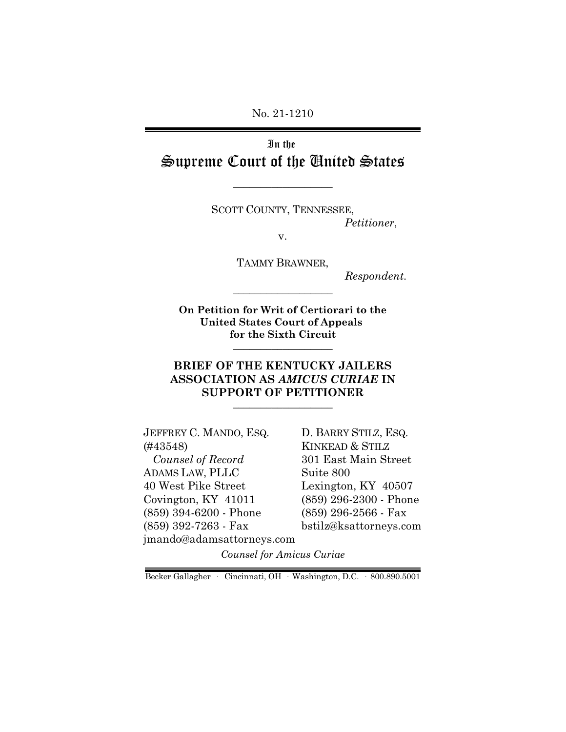No. 21-1210

# In the Supreme Court of the United States

SCOTT COUNTY, TENNESSEE,
*Petitioner*,

v.

TAMMY BRAWNER,
*Respondent*.

**On Petition for Writ of Certiorari to the United States Court of Appeals for the Sixth Circuit**

## BRIEF OF THE KENTUCKY JAILERS ASSOCIATION AS *AMICUS CURIAE* IN SUPPORT OF PETITIONER

JEFFREY C. MANDO, ESQ. (#43548)
*Counsel of Record*
ADAMS LAW, PLLC
40 West Pike Street
Covington, KY 41011
(859) 394-6200 - Phone
(859) 392-7263 - Fax
jmando@adamsattorneys.com

D. BARRY STILZ, ESQ.
KINKEAD & STILZ
301 East Main Street
Suite 800
Lexington, KY 40507
(859) 296-2300 - Phone
(859) 296-2566 - Fax
bstilz@ksattorneys.com

*Counsel for Amicus Curiae*

Becker Gallagher · Cincinnati, OH · Washington, D.C. · 800.890.5001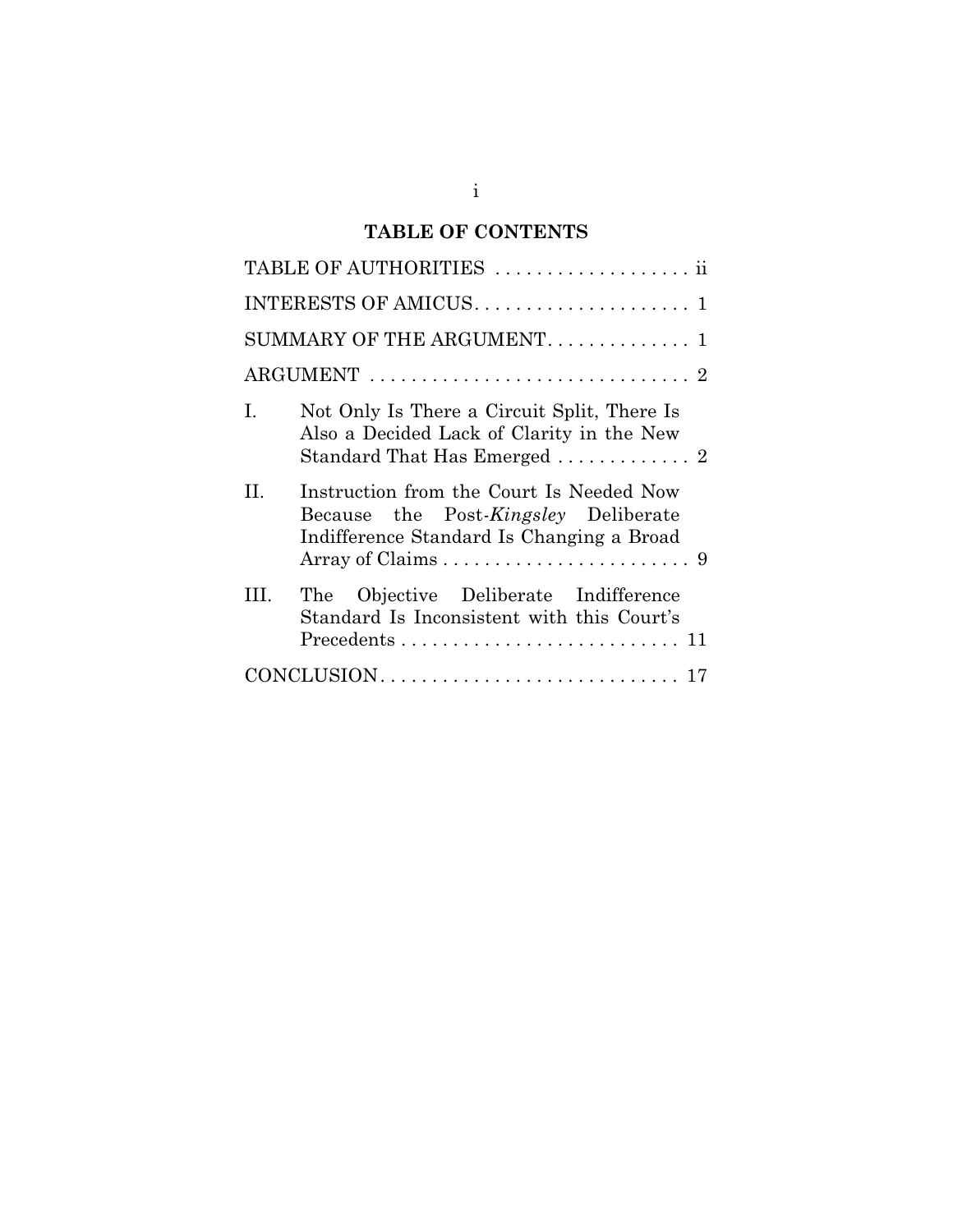# TABLE OF CONTENTS

TABLE OF AUTHORITIES . . . . . . . . . . . . . . . . . . . ii

INTERESTS OF AMICUS. . . . . . . . . . . . . . . . . . . . . 1

SUMMARY OF THE ARGUMENT. . . . . . . . . . . . . . 1

ARGUMENT . . . . . . . . . . . . . . . . . . . . . . . . . . . . . . . 2

I. Not Only Is There a Circuit Split, There Is Also a Decided Lack of Clarity in the New Standard That Has Emerged . . . . . . . . . . . . . 2

II. Instruction from the Court Is Needed Now Because the Post-*Kingsley* Deliberate Indifference Standard Is Changing a Broad Array of Claims . . . . . . . . . . . . . . . . . . . . . . . . 9

III. The Objective Deliberate Indifference Standard Is Inconsistent with this Court's Precedents . . . . . . . . . . . . . . . . . . . . . . . . . . . 11

CONCLUSION. . . . . . . . . . . . . . . . . . . . . . . . . . . . . 17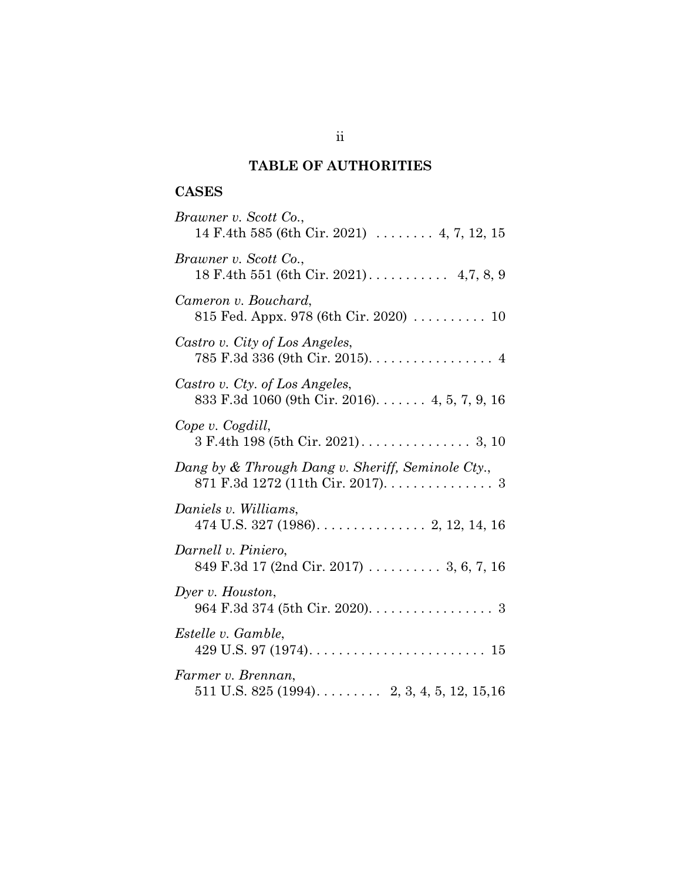## TABLE OF AUTHORITIES

### CASES

*Brawner v. Scott Co.*,
14 F.4th 585 (6th Cir. 2021) . . . . . . . . 4, 7, 12, 15

*Brawner v. Scott Co.*,
18 F.4th 551 (6th Cir. 2021) . . . . . . . . . . . 4,7, 8, 9

*Cameron v. Bouchard*,
815 Fed. Appx. 978 (6th Cir. 2020) . . . . . . . . . . 10

*Castro v. City of Los Angeles*,
785 F.3d 336 (9th Cir. 2015). . . . . . . . . . . . . . . . . 4

*Castro v. Cty. of Los Angeles*,
833 F.3d 1060 (9th Cir. 2016). . . . . . . 4, 5, 7, 9, 16

*Cope v. Cogdill*,
3 F.4th 198 (5th Cir. 2021) . . . . . . . . . . . . . . . 3, 10

*Dang by & Through Dang v. Sheriff, Seminole Cty.*,
871 F.3d 1272 (11th Cir. 2017). . . . . . . . . . . . . . . 3

*Daniels v. Williams*,
474 U.S. 327 (1986). . . . . . . . . . . . . . . 2, 12, 14, 16

*Darnell v. Piniero*,
849 F.3d 17 (2nd Cir. 2017) . . . . . . . . . . 3, 6, 7, 16

*Dyer v. Houston*,
964 F.3d 374 (5th Cir. 2020). . . . . . . . . . . . . . . . . 3

*Estelle v. Gamble*,
429 U.S. 97 (1974). . . . . . . . . . . . . . . . . . . . . . . . 15

*Farmer v. Brennan*,
511 U.S. 825 (1994). . . . . . . . . 2, 3, 4, 5, 12, 15,16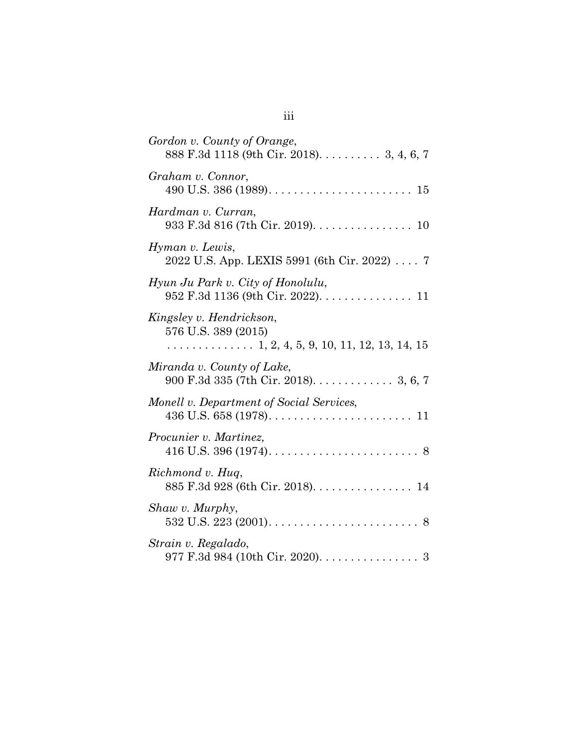*Gordon v. County of Orange*,
888 F.3d 1118 (9th Cir. 2018). . . . . . . . . . 3, 4, 6, 7

*Graham v. Connor*,
490 U.S. 386 (1989). . . . . . . . . . . . . . . . . . . . . . . 15

*Hardman v. Curran*,
933 F.3d 816 (7th Cir. 2019). . . . . . . . . . . . . . . . 10

*Hyman v. Lewis*,
2022 U.S. App. LEXIS 5991 (6th Cir. 2022) . . . . 7

*Hyun Ju Park v. City of Honolulu*,
952 F.3d 1136 (9th Cir. 2022). . . . . . . . . . . . . . . 11

*Kingsley v. Hendrickson*,
576 U.S. 389 (2015)
. . . . . . . . . . . . . . 1, 2, 4, 5, 9, 10, 11, 12, 13, 14, 15

*Miranda v. County of Lake*,
900 F.3d 335 (7th Cir. 2018). . . . . . . . . . . . . 3, 6, 7

*Monell v. Department of Social Services*,
436 U.S. 658 (1978). . . . . . . . . . . . . . . . . . . . . . . 11

*Procunier v. Martinez,*
416 U.S. 396 (1974). . . . . . . . . . . . . . . . . . . . . . . . 8

*Richmond v. Huq*,
885 F.3d 928 (6th Cir. 2018). . . . . . . . . . . . . . . . 14

*Shaw v. Murphy*,
532 U.S. 223 (2001). . . . . . . . . . . . . . . . . . . . . . . . 8

*Strain v. Regalado*,
977 F.3d 984 (10th Cir. 2020). . . . . . . . . . . . . . . . 3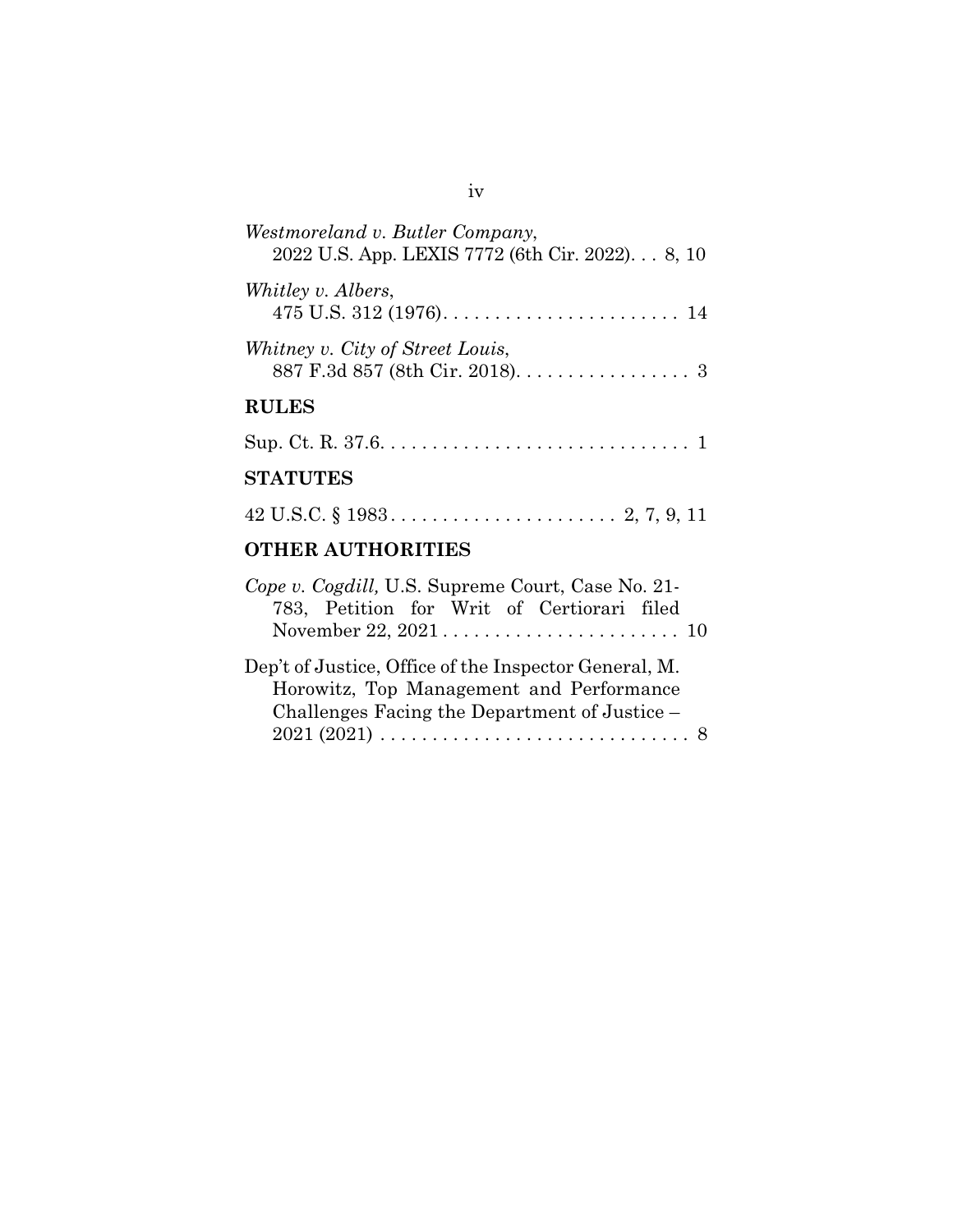*Westmoreland v. Butler Company*,
2022 U.S. App. LEXIS 7772 (6th Cir. 2022). . . 8, 10

*Whitley v. Albers*,
475 U.S. 312 (1976). . . . . . . . . . . . . . . . . . . . . . . 14

*Whitney v. City of Street Louis*,
887 F.3d 857 (8th Cir. 2018). . . . . . . . . . . . . . . . . 3

## RULES

Sup. Ct. R. 37.6. . . . . . . . . . . . . . . . . . . . . . . . . . . . . . 1

## STATUTES

42 U.S.C. § 1983 . . . . . . . . . . . . . . . . . . . . . . 2, 7, 9, 11

## OTHER AUTHORITIES

*Cope v. Cogdill,* U.S. Supreme Court, Case No. 21-783, Petition for Writ of Certiorari filed November 22, 2021 . . . . . . . . . . . . . . . . . . . . . . . 10

Dep't of Justice, Office of the Inspector General, M. Horowitz, Top Management and Performance Challenges Facing the Department of Justice – 2021 (2021) . . . . . . . . . . . . . . . . . . . . . . . . . . . . . . 8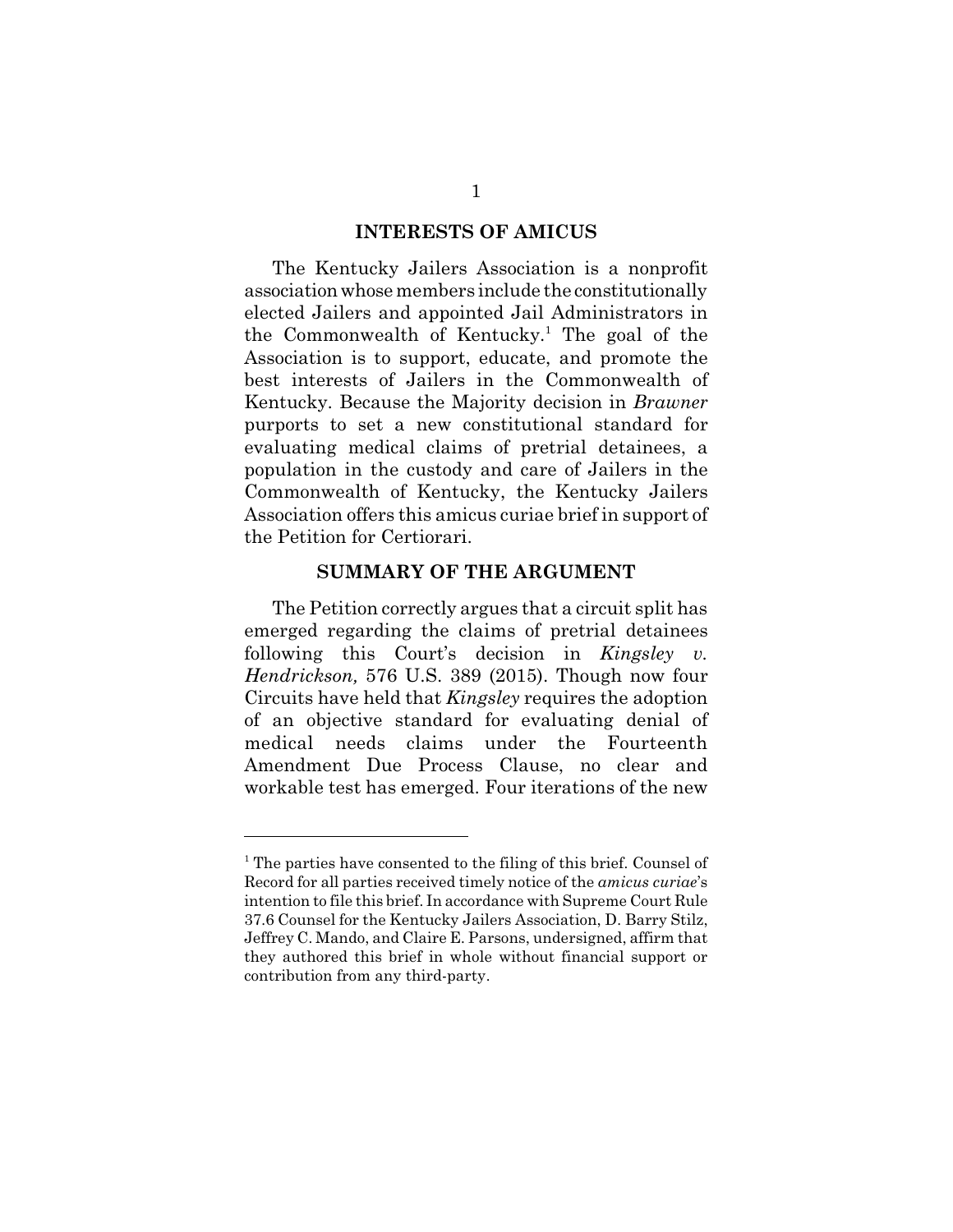## INTERESTS OF AMICUS

The Kentucky Jailers Association is a nonprofit association whose members include the constitutionally elected Jailers and appointed Jail Administrators in the Commonwealth of Kentucky.[1] The goal of the Association is to support, educate, and promote the best interests of Jailers in the Commonwealth of Kentucky. Because the Majority decision in *Brawner* purports to set a new constitutional standard for evaluating medical claims of pretrial detainees, a population in the custody and care of Jailers in the Commonwealth of Kentucky, the Kentucky Jailers Association offers this amicus curiae brief in support of the Petition for Certiorari.

## SUMMARY OF THE ARGUMENT

The Petition correctly argues that a circuit split has emerged regarding the claims of pretrial detainees following this Court's decision in *Kingsley v. Hendrickson,* 576 U.S. 389 (2015). Though now four Circuits have held that *Kingsley* requires the adoption of an objective standard for evaluating denial of medical needs claims under the Fourteenth Amendment Due Process Clause, no clear and workable test has emerged. Four iterations of the new

---

[1] The parties have consented to the filing of this brief. Counsel of Record for all parties received timely notice of the *amicus curiae*'s intention to file this brief. In accordance with Supreme Court Rule 37.6 Counsel for the Kentucky Jailers Association, D. Barry Stilz, Jeffrey C. Mando, and Claire E. Parsons, undersigned, affirm that they authored this brief in whole without financial support or contribution from any third-party.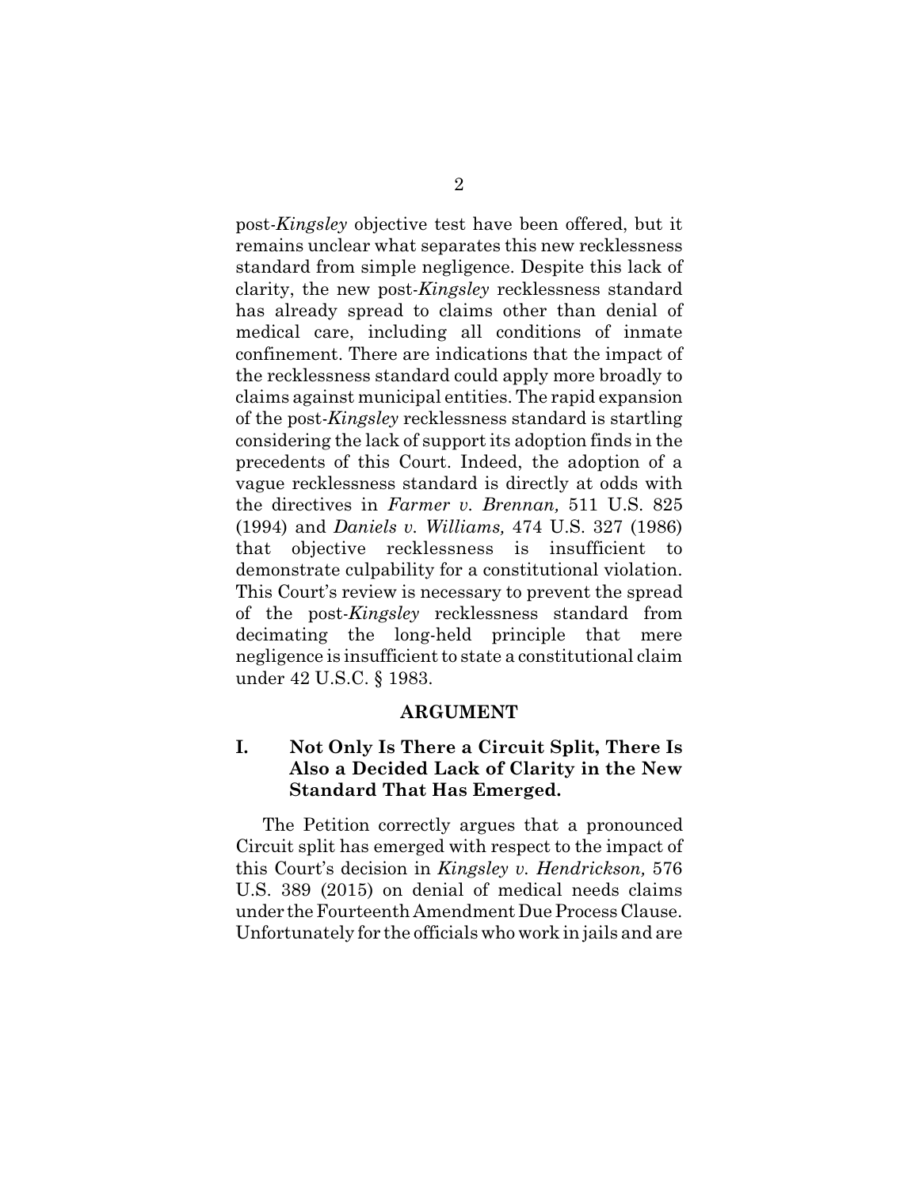post-*Kingsley* objective test have been offered, but it remains unclear what separates this new recklessness standard from simple negligence. Despite this lack of clarity, the new post-*Kingsley* recklessness standard has already spread to claims other than denial of medical care, including all conditions of inmate confinement. There are indications that the impact of the recklessness standard could apply more broadly to claims against municipal entities. The rapid expansion of the post-*Kingsley* recklessness standard is startling considering the lack of support its adoption finds in the precedents of this Court. Indeed, the adoption of a vague recklessness standard is directly at odds with the directives in *Farmer v. Brennan,* 511 U.S. 825 (1994) and *Daniels v. Williams,* 474 U.S. 327 (1986) that objective recklessness is insufficient to demonstrate culpability for a constitutional violation. This Court's review is necessary to prevent the spread of the post-*Kingsley* recklessness standard from decimating the long-held principle that mere negligence is insufficient to state a constitutional claim under 42 U.S.C. § 1983.

## ARGUMENT

### I. Not Only Is There a Circuit Split, There Is Also a Decided Lack of Clarity in the New Standard That Has Emerged.

The Petition correctly argues that a pronounced Circuit split has emerged with respect to the impact of this Court's decision in *Kingsley v. Hendrickson,* 576 U.S. 389 (2015) on denial of medical needs claims under the Fourteenth Amendment Due Process Clause. Unfortunately for the officials who work in jails and are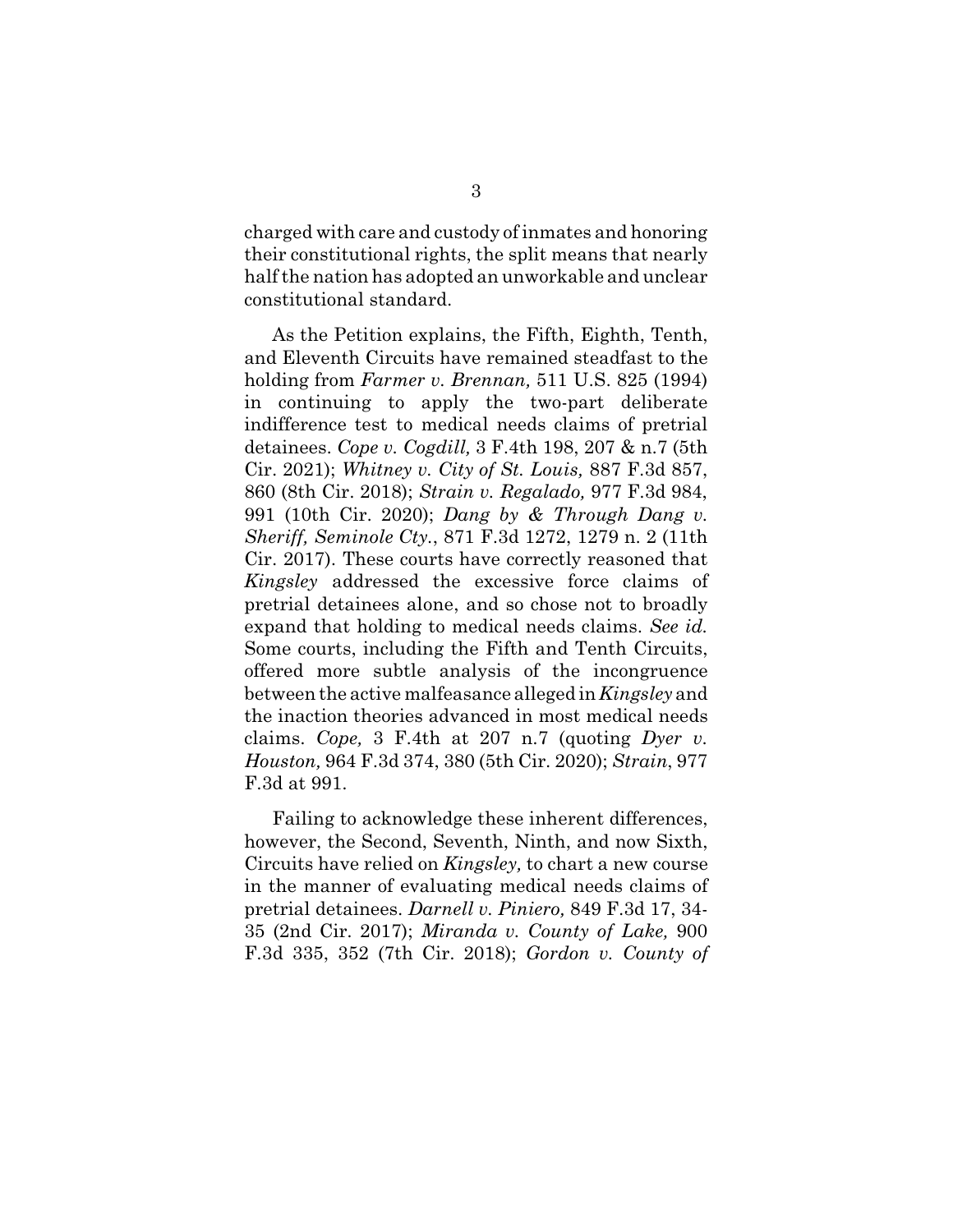charged with care and custody of inmates and honoring their constitutional rights, the split means that nearly half the nation has adopted an unworkable and unclear constitutional standard.

As the Petition explains, the Fifth, Eighth, Tenth, and Eleventh Circuits have remained steadfast to the holding from *Farmer v. Brennan,* 511 U.S. 825 (1994) in continuing to apply the two-part deliberate indifference test to medical needs claims of pretrial detainees. *Cope v. Cogdill,* 3 F.4th 198, 207 & n.7 (5th Cir. 2021); *Whitney v. City of St. Louis,* 887 F.3d 857, 860 (8th Cir. 2018); *Strain v. Regalado,* 977 F.3d 984, 991 (10th Cir. 2020); *Dang by & Through Dang v. Sheriff, Seminole Cty.*, 871 F.3d 1272, 1279 n. 2 (11th Cir. 2017). These courts have correctly reasoned that *Kingsley* addressed the excessive force claims of pretrial detainees alone, and so chose not to broadly expand that holding to medical needs claims. *See id.* Some courts, including the Fifth and Tenth Circuits, offered more subtle analysis of the incongruence between the active malfeasance alleged in *Kingsley* and the inaction theories advanced in most medical needs claims. *Cope,* 3 F.4th at 207 n.7 (quoting *Dyer v. Houston,* 964 F.3d 374, 380 (5th Cir. 2020); *Strain*, 977 F.3d at 991.

Failing to acknowledge these inherent differences, however, the Second, Seventh, Ninth, and now Sixth, Circuits have relied on *Kingsley,* to chart a new course in the manner of evaluating medical needs claims of pretrial detainees. *Darnell v. Piniero,* 849 F.3d 17, 34-35 (2nd Cir. 2017); *Miranda v. County of Lake,* 900 F.3d 335, 352 (7th Cir. 2018); *Gordon v. County of*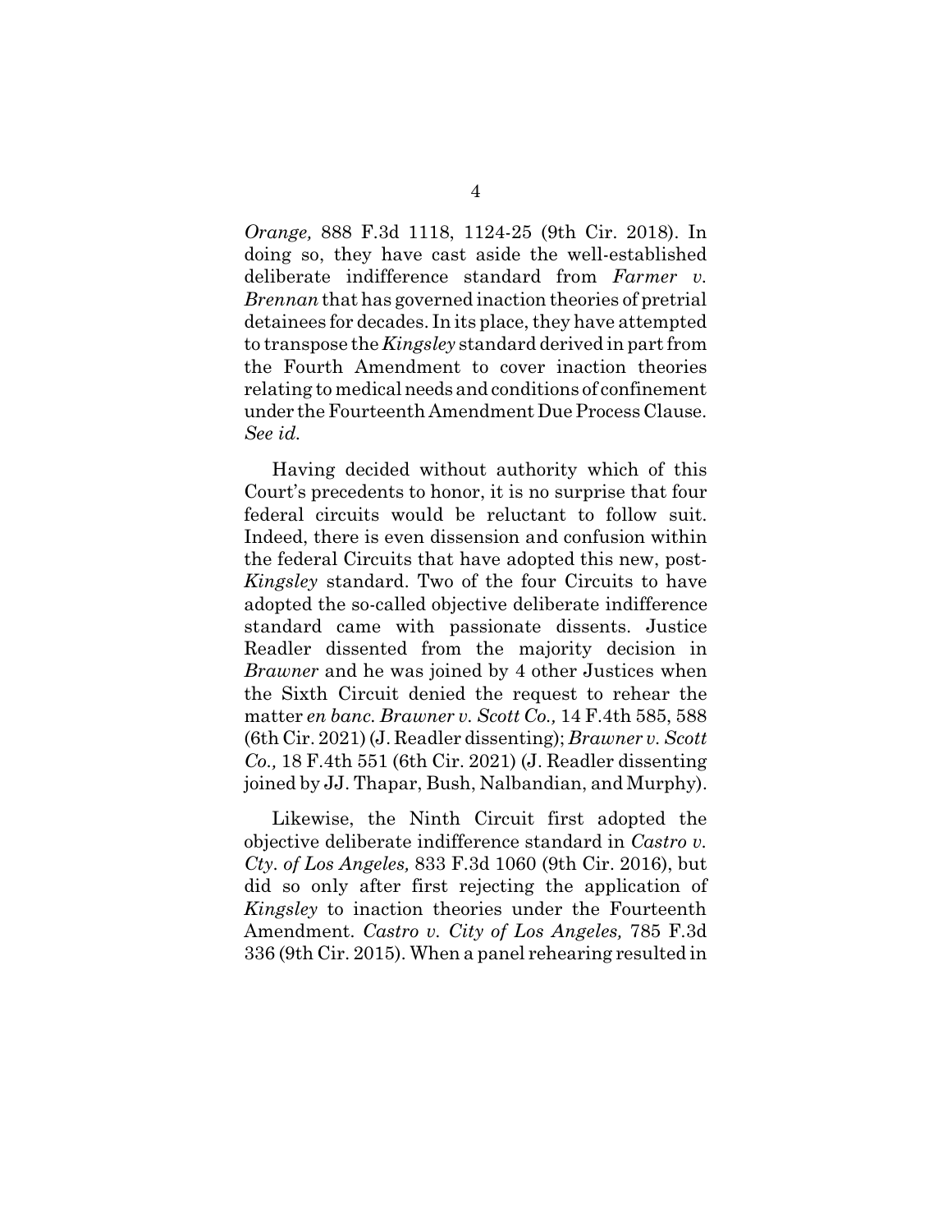*Orange,* 888 F.3d 1118, 1124-25 (9th Cir. 2018). In doing so, they have cast aside the well-established deliberate indifference standard from *Farmer v. Brennan* that has governed inaction theories of pretrial detainees for decades. In its place, they have attempted to transpose the *Kingsley* standard derived in part from the Fourth Amendment to cover inaction theories relating to medical needs and conditions of confinement under the Fourteenth Amendment Due Process Clause. *See id.*

Having decided without authority which of this Court's precedents to honor, it is no surprise that four federal circuits would be reluctant to follow suit. Indeed, there is even dissension and confusion within the federal Circuits that have adopted this new, post-*Kingsley* standard. Two of the four Circuits to have adopted the so-called objective deliberate indifference standard came with passionate dissents. Justice Readler dissented from the majority decision in *Brawner* and he was joined by 4 other Justices when the Sixth Circuit denied the request to rehear the matter *en banc*. *Brawner v. Scott Co.,* 14 F.4th 585, 588 (6th Cir. 2021) (J. Readler dissenting); *Brawner v. Scott Co.,* 18 F.4th 551 (6th Cir. 2021) (J. Readler dissenting joined by JJ. Thapar, Bush, Nalbandian, and Murphy).

Likewise, the Ninth Circuit first adopted the objective deliberate indifference standard in *Castro v. Cty. of Los Angeles,* 833 F.3d 1060 (9th Cir. 2016), but did so only after first rejecting the application of *Kingsley* to inaction theories under the Fourteenth Amendment. *Castro v. City of Los Angeles,* 785 F.3d 336 (9th Cir. 2015). When a panel rehearing resulted in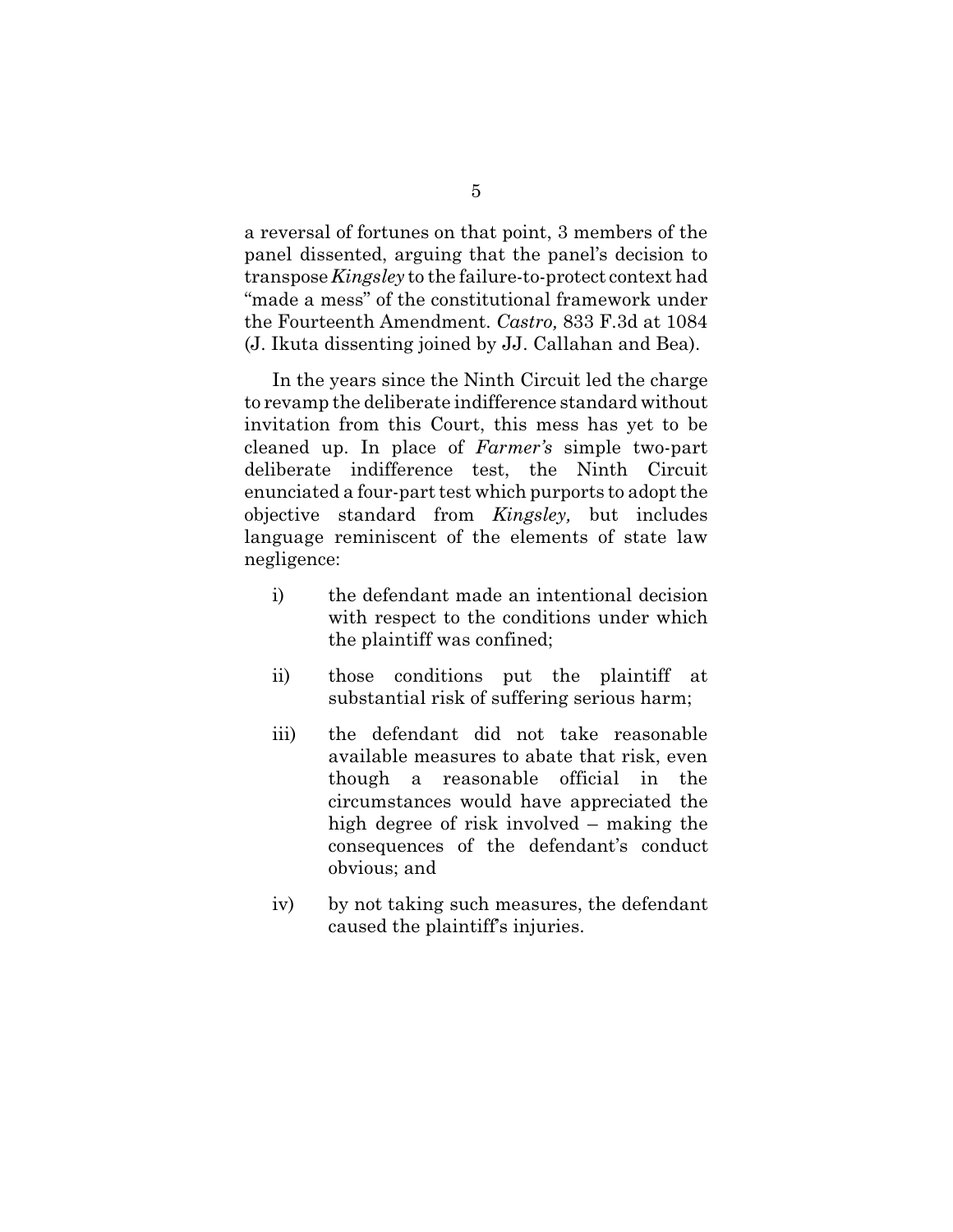a reversal of fortunes on that point, 3 members of the panel dissented, arguing that the panel's decision to transpose *Kingsley* to the failure-to-protect context had "made a mess" of the constitutional framework under the Fourteenth Amendment. *Castro,* 833 F.3d at 1084 (J. Ikuta dissenting joined by JJ. Callahan and Bea).

In the years since the Ninth Circuit led the charge to revamp the deliberate indifference standard without invitation from this Court, this mess has yet to be cleaned up. In place of *Farmer's* simple two-part deliberate indifference test, the Ninth Circuit enunciated a four-part test which purports to adopt the objective standard from *Kingsley,* but includes language reminiscent of the elements of state law negligence:

i) the defendant made an intentional decision with respect to the conditions under which the plaintiff was confined;

ii) those conditions put the plaintiff at substantial risk of suffering serious harm;

iii) the defendant did not take reasonable available measures to abate that risk, even though a reasonable official in the circumstances would have appreciated the high degree of risk involved – making the consequences of the defendant's conduct obvious; and

iv) by not taking such measures, the defendant caused the plaintiff's injuries.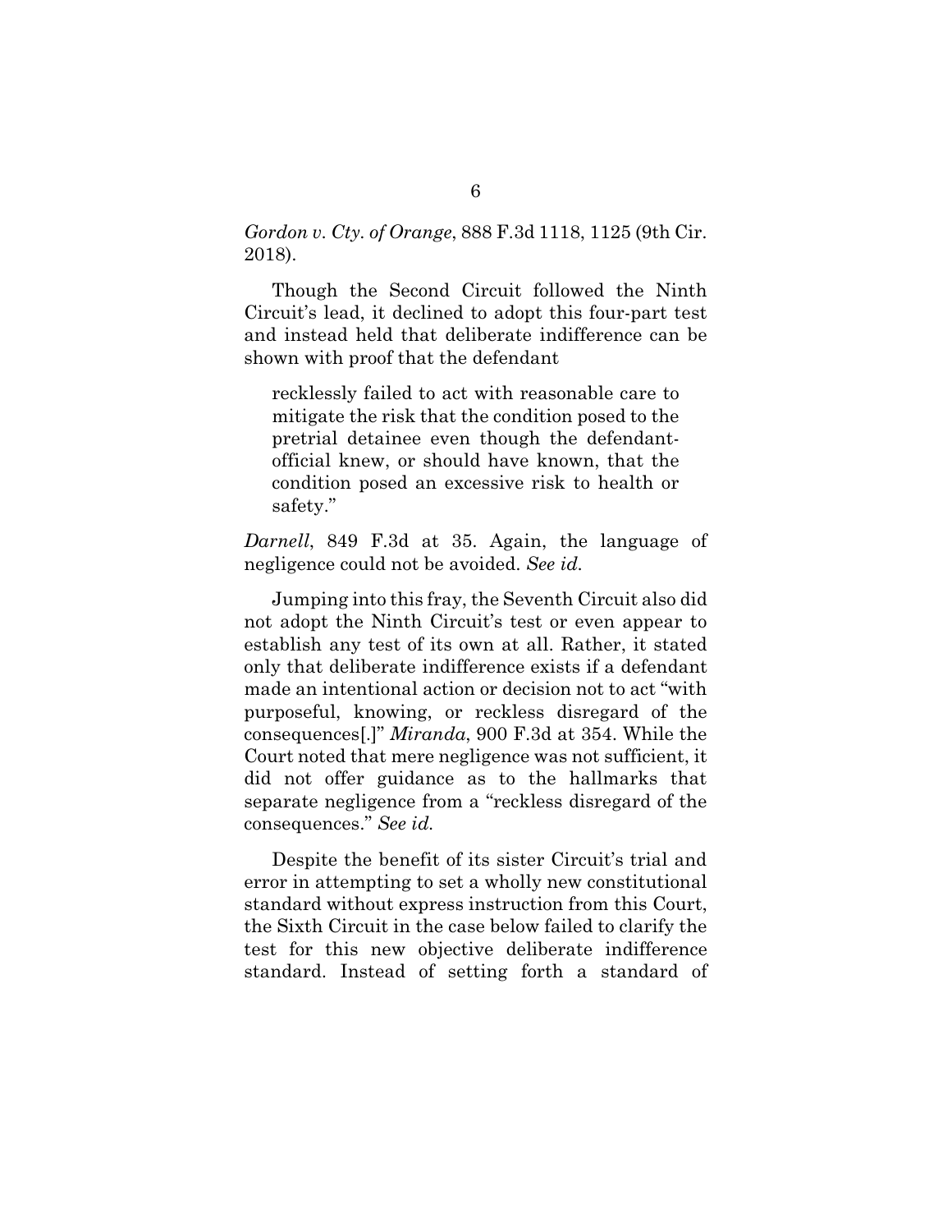*Gordon v. Cty. of Orange*, 888 F.3d 1118, 1125 (9th Cir. 2018).

Though the Second Circuit followed the Ninth Circuit's lead, it declined to adopt this four-part test and instead held that deliberate indifference can be shown with proof that the defendant

> recklessly failed to act with reasonable care to mitigate the risk that the condition posed to the pretrial detainee even though the defendant-official knew, or should have known, that the condition posed an excessive risk to health or safety."

*Darnell*, 849 F.3d at 35. Again, the language of negligence could not be avoided. *See id.*

Jumping into this fray, the Seventh Circuit also did not adopt the Ninth Circuit's test or even appear to establish any test of its own at all. Rather, it stated only that deliberate indifference exists if a defendant made an intentional action or decision not to act "with purposeful, knowing, or reckless disregard of the consequences[.]" *Miranda*, 900 F.3d at 354. While the Court noted that mere negligence was not sufficient, it did not offer guidance as to the hallmarks that separate negligence from a "reckless disregard of the consequences." *See id.*

Despite the benefit of its sister Circuit's trial and error in attempting to set a wholly new constitutional standard without express instruction from this Court, the Sixth Circuit in the case below failed to clarify the test for this new objective deliberate indifference standard. Instead of setting forth a standard of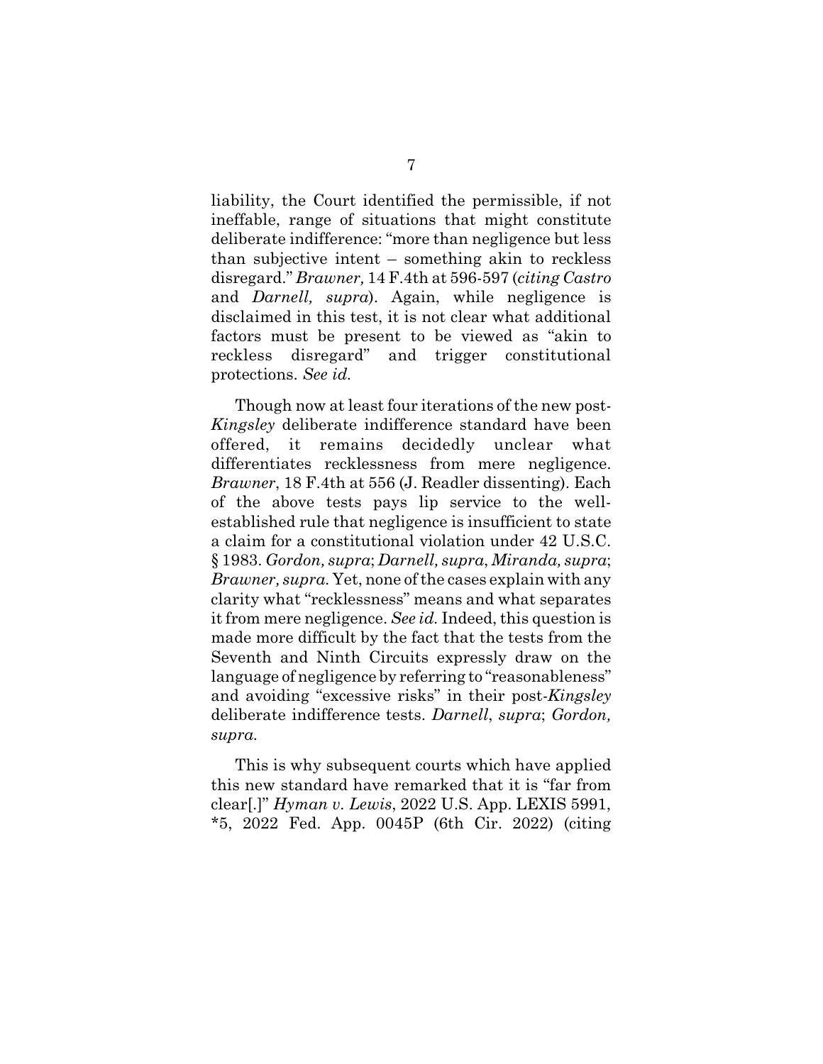liability, the Court identified the permissible, if not ineffable, range of situations that might constitute deliberate indifference: "more than negligence but less than subjective intent – something akin to reckless disregard." *Brawner,* 14 F.4th at 596-597 (*citing Castro* and *Darnell, supra*). Again, while negligence is disclaimed in this test, it is not clear what additional factors must be present to be viewed as "akin to reckless disregard" and trigger constitutional protections. *See id.*

Though now at least four iterations of the new post-*Kingsley* deliberate indifference standard have been offered, it remains decidedly unclear what differentiates recklessness from mere negligence. *Brawner*, 18 F.4th at 556 (J. Readler dissenting). Each of the above tests pays lip service to the well-established rule that negligence is insufficient to state a claim for a constitutional violation under 42 U.S.C. § 1983. *Gordon, supra*; *Darnell, supra*, *Miranda, supra*; *Brawner, supra.* Yet, none of the cases explain with any clarity what "recklessness" means and what separates it from mere negligence. *See id.* Indeed, this question is made more difficult by the fact that the tests from the Seventh and Ninth Circuits expressly draw on the language of negligence by referring to "reasonableness" and avoiding "excessive risks" in their post-*Kingsley* deliberate indifference tests. *Darnell*, *supra*; *Gordon, supra.*

This is why subsequent courts which have applied this new standard have remarked that it is "far from clear[.]" *Hyman v. Lewis*, 2022 U.S. App. LEXIS 5991, *5, 2022 Fed. App. 0045P (6th Cir. 2022) (citing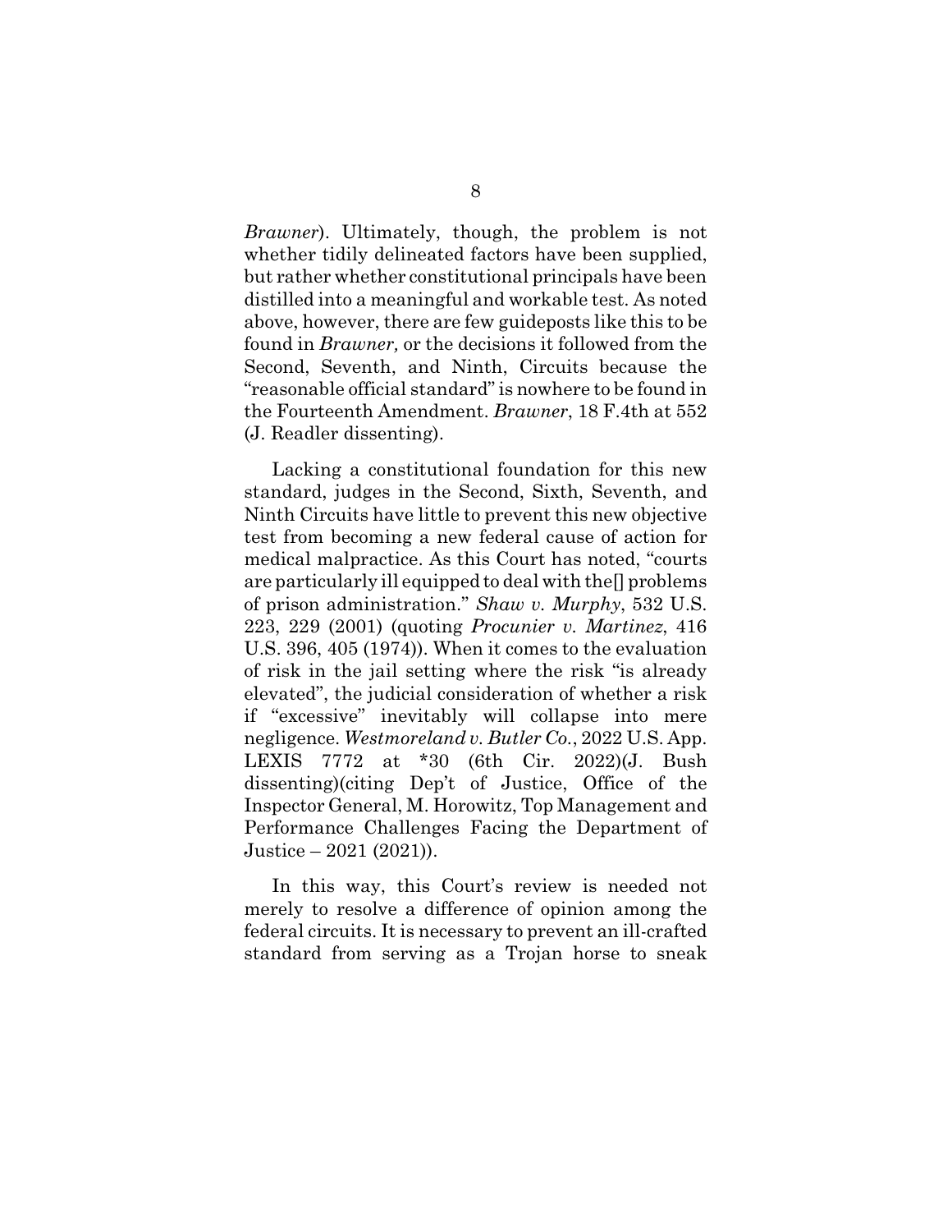*Brawner*). Ultimately, though, the problem is not whether tidily delineated factors have been supplied, but rather whether constitutional principals have been distilled into a meaningful and workable test. As noted above, however, there are few guideposts like this to be found in *Brawner,* or the decisions it followed from the Second, Seventh, and Ninth, Circuits because the "reasonable official standard" is nowhere to be found in the Fourteenth Amendment. *Brawner*, 18 F.4th at 552 (J. Readler dissenting).

Lacking a constitutional foundation for this new standard, judges in the Second, Sixth, Seventh, and Ninth Circuits have little to prevent this new objective test from becoming a new federal cause of action for medical malpractice. As this Court has noted, "courts are particularly ill equipped to deal with the[] problems of prison administration." *Shaw v. Murphy*, 532 U.S. 223, 229 (2001) (quoting *Procunier v. Martinez*, 416 U.S. 396, 405 (1974)). When it comes to the evaluation of risk in the jail setting where the risk "is already elevated", the judicial consideration of whether a risk if "excessive" inevitably will collapse into mere negligence. *Westmoreland v. Butler Co.*, 2022 U.S. App. LEXIS 7772 at *30 (6th Cir. 2022)(J. Bush dissenting)(citing Dep't of Justice, Office of the Inspector General, M. Horowitz, Top Management and Performance Challenges Facing the Department of Justice – 2021 (2021)).

In this way, this Court's review is needed not merely to resolve a difference of opinion among the federal circuits. It is necessary to prevent an ill-crafted standard from serving as a Trojan horse to sneak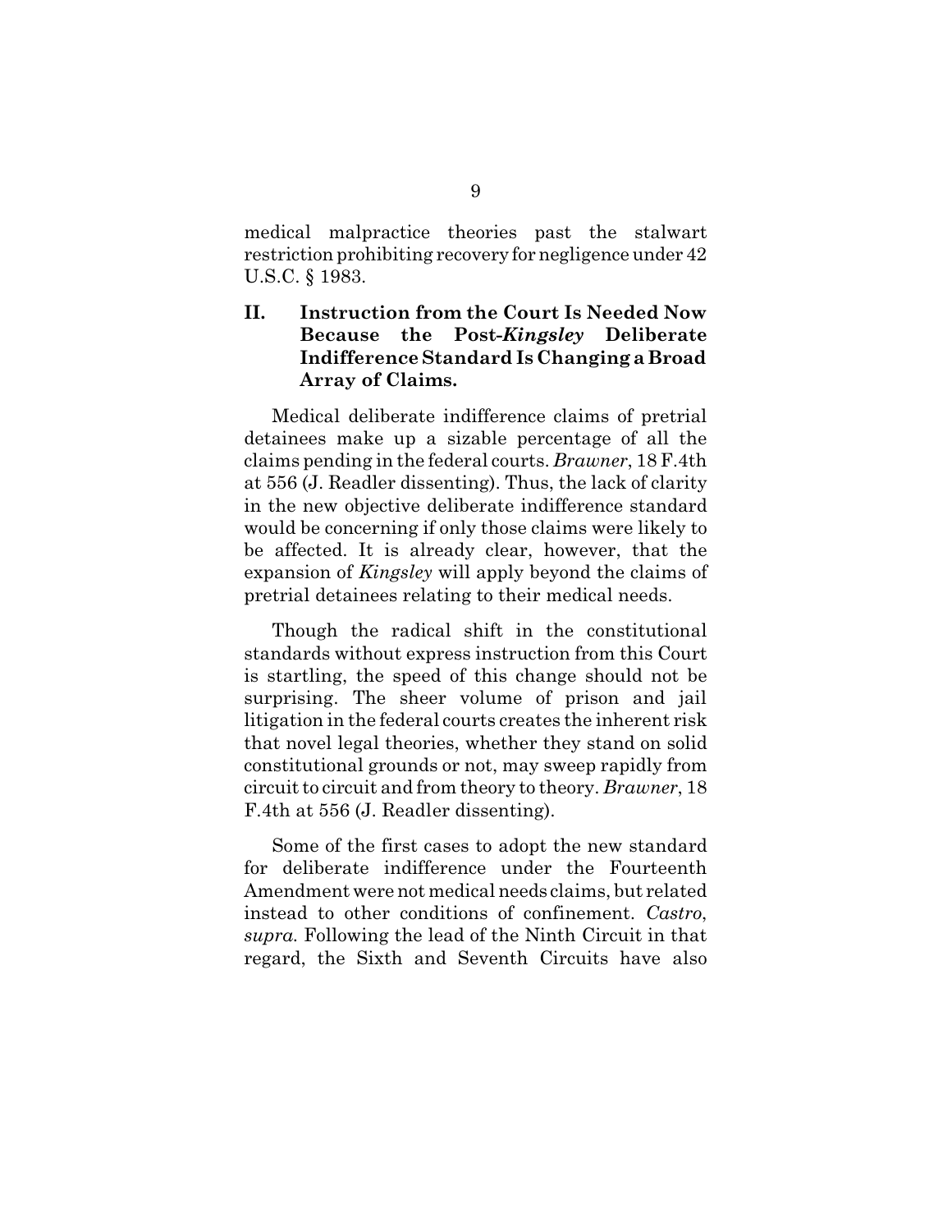medical malpractice theories past the stalwart restriction prohibiting recovery for negligence under 42 U.S.C. § 1983.

## II. Instruction from the Court Is Needed Now Because the Post-*Kingsley* Deliberate Indifference Standard Is Changing a Broad Array of Claims.

Medical deliberate indifference claims of pretrial detainees make up a sizable percentage of all the claims pending in the federal courts. *Brawner*, 18 F.4th at 556 (J. Readler dissenting). Thus, the lack of clarity in the new objective deliberate indifference standard would be concerning if only those claims were likely to be affected. It is already clear, however, that the expansion of *Kingsley* will apply beyond the claims of pretrial detainees relating to their medical needs.

Though the radical shift in the constitutional standards without express instruction from this Court is startling, the speed of this change should not be surprising. The sheer volume of prison and jail litigation in the federal courts creates the inherent risk that novel legal theories, whether they stand on solid constitutional grounds or not, may sweep rapidly from circuit to circuit and from theory to theory. *Brawner*, 18 F.4th at 556 (J. Readler dissenting).

Some of the first cases to adopt the new standard for deliberate indifference under the Fourteenth Amendment were not medical needs claims, but related instead to other conditions of confinement. *Castro*, *supra.* Following the lead of the Ninth Circuit in that regard, the Sixth and Seventh Circuits have also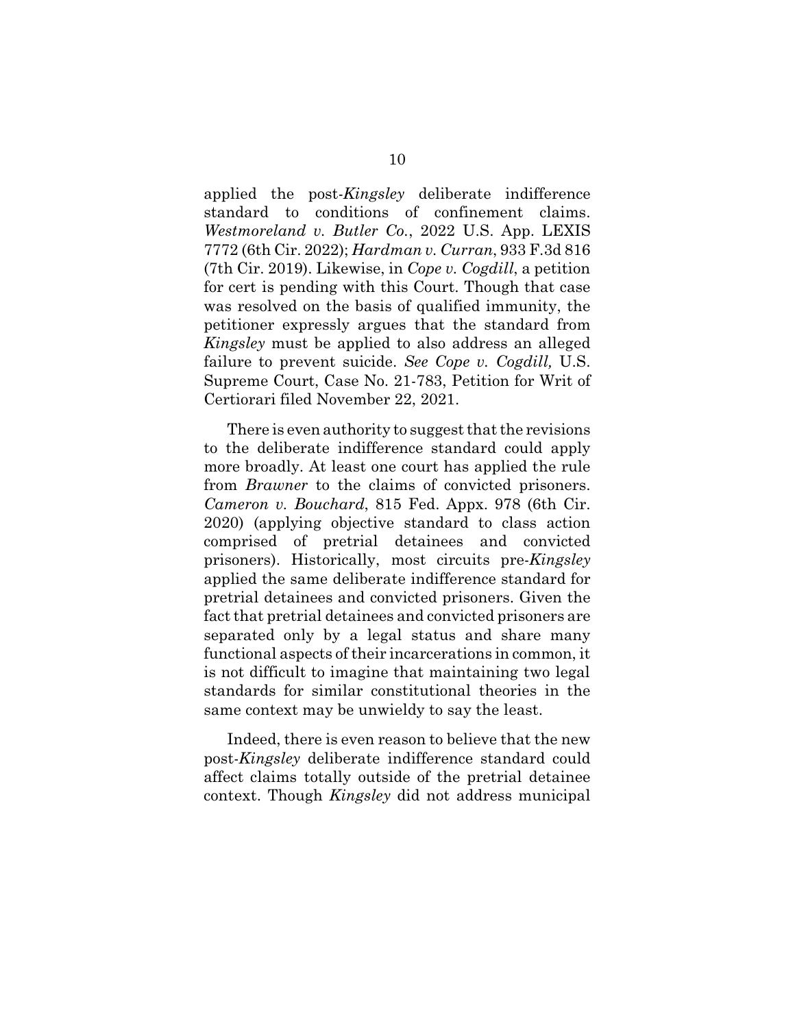applied the post-*Kingsley* deliberate indifference standard to conditions of confinement claims. *Westmoreland v. Butler Co.*, 2022 U.S. App. LEXIS 7772 (6th Cir. 2022); *Hardman v. Curran*, 933 F.3d 816 (7th Cir. 2019). Likewise, in *Cope v. Cogdill*, a petition for cert is pending with this Court. Though that case was resolved on the basis of qualified immunity, the petitioner expressly argues that the standard from *Kingsley* must be applied to also address an alleged failure to prevent suicide. *See Cope v. Cogdill,* U.S. Supreme Court, Case No. 21-783, Petition for Writ of Certiorari filed November 22, 2021.

There is even authority to suggest that the revisions to the deliberate indifference standard could apply more broadly. At least one court has applied the rule from *Brawner* to the claims of convicted prisoners. *Cameron v. Bouchard*, 815 Fed. Appx. 978 (6th Cir. 2020) (applying objective standard to class action comprised of pretrial detainees and convicted prisoners). Historically, most circuits pre-*Kingsley* applied the same deliberate indifference standard for pretrial detainees and convicted prisoners. Given the fact that pretrial detainees and convicted prisoners are separated only by a legal status and share many functional aspects of their incarcerations in common, it is not difficult to imagine that maintaining two legal standards for similar constitutional theories in the same context may be unwieldy to say the least.

Indeed, there is even reason to believe that the new post-*Kingsley* deliberate indifference standard could affect claims totally outside of the pretrial detainee context. Though *Kingsley* did not address municipal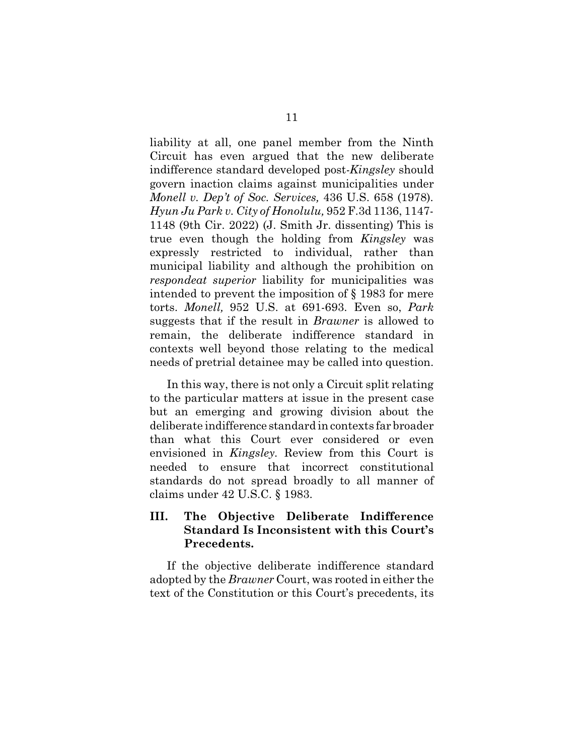liability at all, one panel member from the Ninth Circuit has even argued that the new deliberate indifference standard developed post-*Kingsley* should govern inaction claims against municipalities under *Monell v. Dep't of Soc. Services,* 436 U.S. 658 (1978). *Hyun Ju Park v. City of Honolulu,* 952 F.3d 1136, 1147-1148 (9th Cir. 2022) (J. Smith Jr. dissenting) This is true even though the holding from *Kingsley* was expressly restricted to individual, rather than municipal liability and although the prohibition on *respondeat superior* liability for municipalities was intended to prevent the imposition of § 1983 for mere torts. *Monell,* 952 U.S. at 691-693. Even so, *Park* suggests that if the result in *Brawner* is allowed to remain, the deliberate indifference standard in contexts well beyond those relating to the medical needs of pretrial detainee may be called into question.

In this way, there is not only a Circuit split relating to the particular matters at issue in the present case but an emerging and growing division about the deliberate indifference standard in contexts far broader than what this Court ever considered or even envisioned in *Kingsley.* Review from this Court is needed to ensure that incorrect constitutional standards do not spread broadly to all manner of claims under 42 U.S.C. § 1983.

## III. The Objective Deliberate Indifference Standard Is Inconsistent with this Court's Precedents.

If the objective deliberate indifference standard adopted by the *Brawner* Court, was rooted in either the text of the Constitution or this Court's precedents, its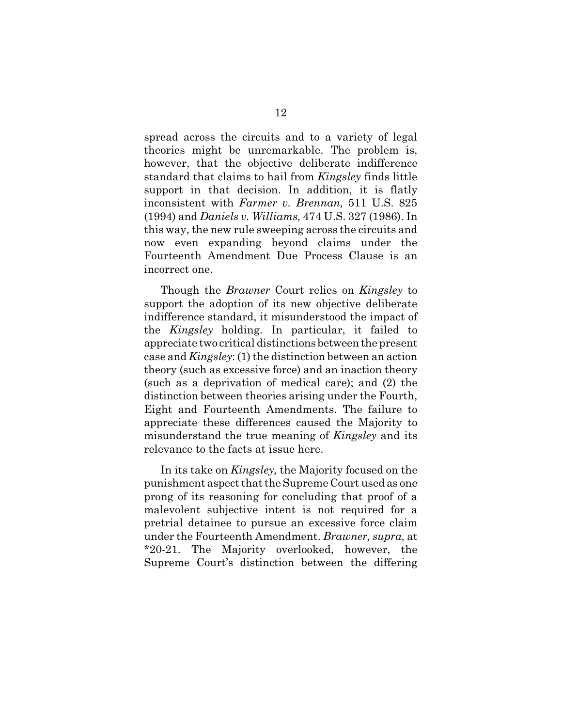spread across the circuits and to a variety of legal theories might be unremarkable. The problem is, however, that the objective deliberate indifference standard that claims to hail from *Kingsley* finds little support in that decision. In addition, it is flatly inconsistent with *Farmer v. Brennan,* 511 U.S. 825 (1994) and *Daniels v. Williams,* 474 U.S. 327 (1986). In this way, the new rule sweeping across the circuits and now even expanding beyond claims under the Fourteenth Amendment Due Process Clause is an incorrect one.

Though the *Brawner* Court relies on *Kingsley* to support the adoption of its new objective deliberate indifference standard, it misunderstood the impact of the *Kingsley* holding. In particular, it failed to appreciate two critical distinctions between the present case and *Kingsley*: (1) the distinction between an action theory (such as excessive force) and an inaction theory (such as a deprivation of medical care); and (2) the distinction between theories arising under the Fourth, Eight and Fourteenth Amendments. The failure to appreciate these differences caused the Majority to misunderstand the true meaning of *Kingsley* and its relevance to the facts at issue here.

In its take on *Kingsley,* the Majority focused on the punishment aspect that the Supreme Court used as one prong of its reasoning for concluding that proof of a malevolent subjective intent is not required for a pretrial detainee to pursue an excessive force claim under the Fourteenth Amendment. *Brawner, supra,* at *20-21. The Majority overlooked, however, the Supreme Court's distinction between the differing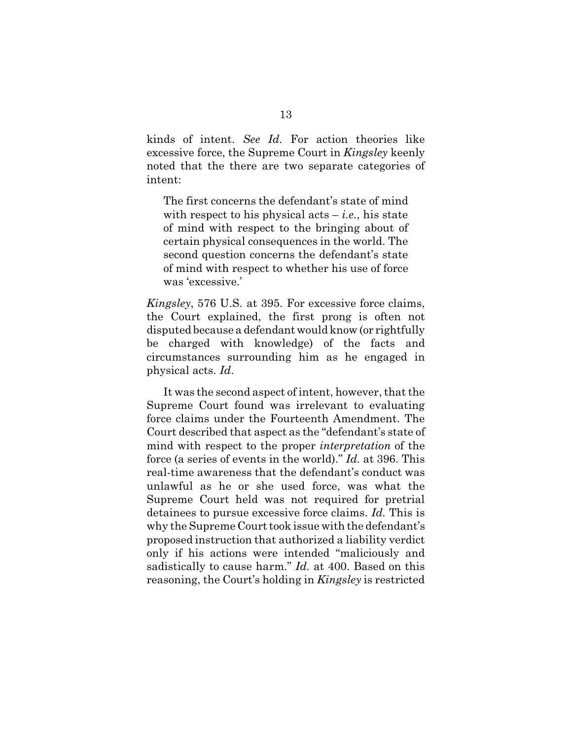kinds of intent. *See Id.* For action theories like excessive force, the Supreme Court in *Kingsley* keenly noted that the there are two separate categories of intent:

> The first concerns the defendant's state of mind with respect to his physical acts – *i.e.*, his state of mind with respect to the bringing about of certain physical consequences in the world. The second question concerns the defendant's state of mind with respect to whether his use of force was 'excessive.'

*Kingsley*, 576 U.S. at 395. For excessive force claims, the Court explained, the first prong is often not disputed because a defendant would know (or rightfully be charged with knowledge) of the facts and circumstances surrounding him as he engaged in physical acts. *Id*.

It was the second aspect of intent, however, that the Supreme Court found was irrelevant to evaluating force claims under the Fourteenth Amendment. The Court described that aspect as the "defendant's state of mind with respect to the proper *interpretation* of the force (a series of events in the world)." *Id.* at 396. This real-time awareness that the defendant's conduct was unlawful as he or she used force, was what the Supreme Court held was not required for pretrial detainees to pursue excessive force claims. *Id.* This is why the Supreme Court took issue with the defendant's proposed instruction that authorized a liability verdict only if his actions were intended "maliciously and sadistically to cause harm." *Id.* at 400. Based on this reasoning, the Court's holding in *Kingsley* is restricted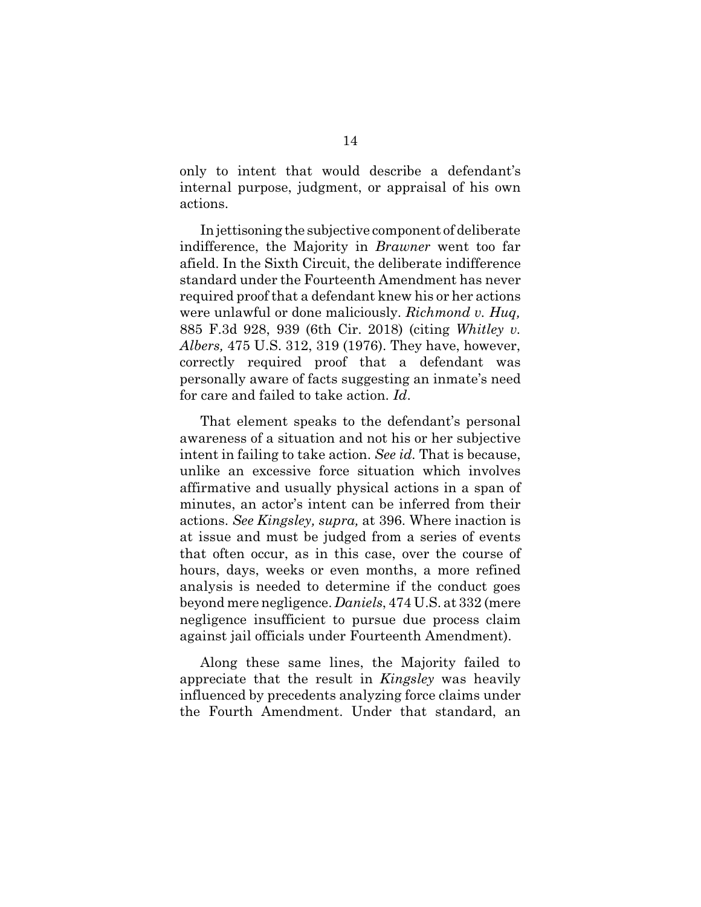only to intent that would describe a defendant's internal purpose, judgment, or appraisal of his own actions.

In jettisoning the subjective component of deliberate indifference, the Majority in *Brawner* went too far afield. In the Sixth Circuit, the deliberate indifference standard under the Fourteenth Amendment has never required proof that a defendant knew his or her actions were unlawful or done maliciously. *Richmond v. Huq,* 885 F.3d 928, 939 (6th Cir. 2018) (citing *Whitley v. Albers,* 475 U.S. 312, 319 (1976). They have, however, correctly required proof that a defendant was personally aware of facts suggesting an inmate's need for care and failed to take action. *Id*.

That element speaks to the defendant's personal awareness of a situation and not his or her subjective intent in failing to take action. *See id.* That is because, unlike an excessive force situation which involves affirmative and usually physical actions in a span of minutes, an actor's intent can be inferred from their actions. *See Kingsley, supra,* at 396. Where inaction is at issue and must be judged from a series of events that often occur, as in this case, over the course of hours, days, weeks or even months, a more refined analysis is needed to determine if the conduct goes beyond mere negligence. *Daniels*, 474 U.S. at 332 (mere negligence insufficient to pursue due process claim against jail officials under Fourteenth Amendment).

Along these same lines, the Majority failed to appreciate that the result in *Kingsley* was heavily influenced by precedents analyzing force claims under the Fourth Amendment. Under that standard, an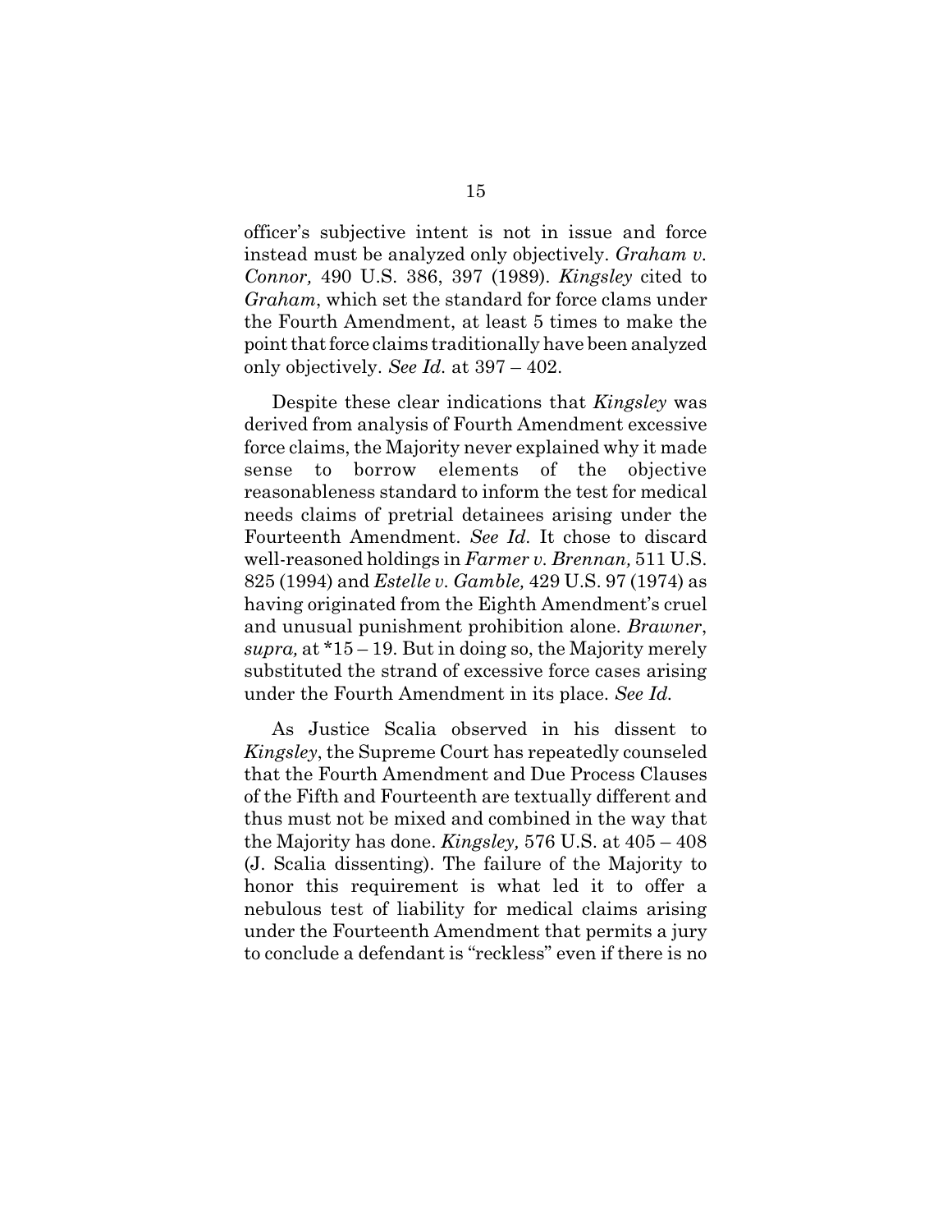officer's subjective intent is not in issue and force instead must be analyzed only objectively. *Graham v. Connor,* 490 U.S. 386, 397 (1989). *Kingsley* cited to *Graham*, which set the standard for force clams under the Fourth Amendment, at least 5 times to make the point that force claims traditionally have been analyzed only objectively. *See Id.* at 397 – 402.

Despite these clear indications that *Kingsley* was derived from analysis of Fourth Amendment excessive force claims, the Majority never explained why it made sense to borrow elements of the objective reasonableness standard to inform the test for medical needs claims of pretrial detainees arising under the Fourteenth Amendment. *See Id.* It chose to discard well-reasoned holdings in *Farmer v. Brennan,* 511 U.S. 825 (1994) and *Estelle v. Gamble,* 429 U.S. 97 (1974) as having originated from the Eighth Amendment's cruel and unusual punishment prohibition alone. *Brawner*, *supra,* at *15 – 19. But in doing so, the Majority merely substituted the strand of excessive force cases arising under the Fourth Amendment in its place. *See Id.*

As Justice Scalia observed in his dissent to *Kingsley*, the Supreme Court has repeatedly counseled that the Fourth Amendment and Due Process Clauses of the Fifth and Fourteenth are textually different and thus must not be mixed and combined in the way that the Majority has done. *Kingsley,* 576 U.S. at 405 – 408 (J. Scalia dissenting). The failure of the Majority to honor this requirement is what led it to offer a nebulous test of liability for medical claims arising under the Fourteenth Amendment that permits a jury to conclude a defendant is "reckless" even if there is no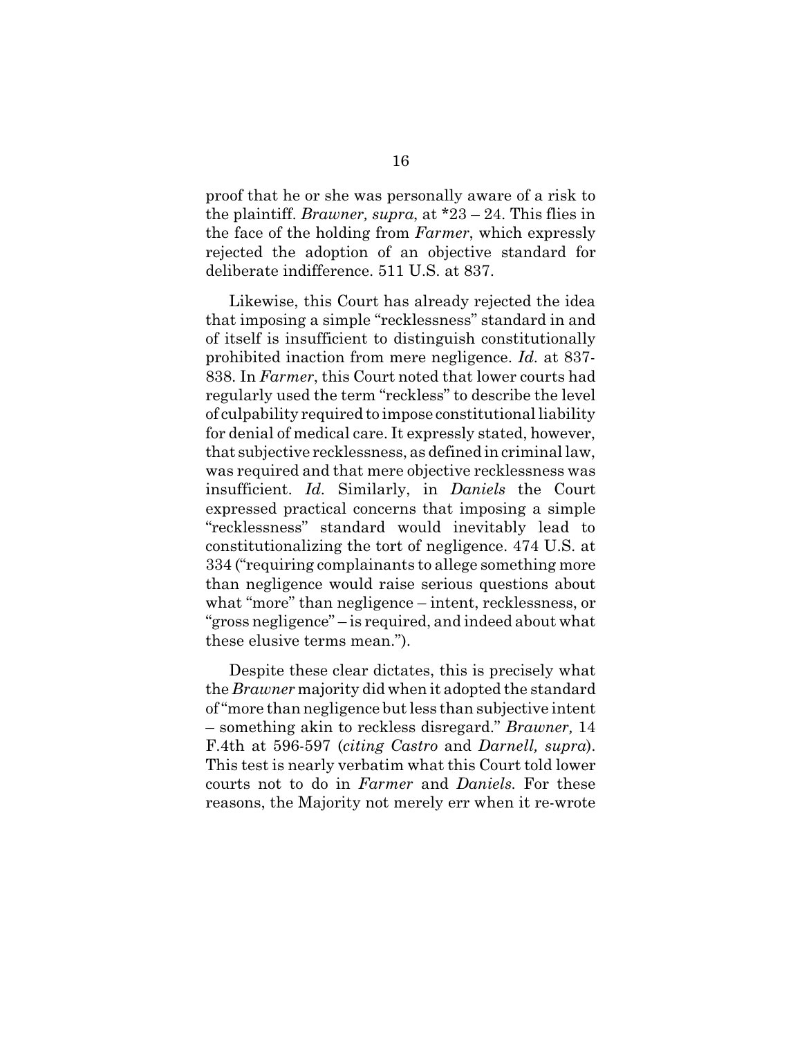proof that he or she was personally aware of a risk to the plaintiff. *Brawner, supra*, at *23 – 24. This flies in the face of the holding from *Farmer*, which expressly rejected the adoption of an objective standard for deliberate indifference. 511 U.S. at 837.

Likewise, this Court has already rejected the idea that imposing a simple "recklessness" standard in and of itself is insufficient to distinguish constitutionally prohibited inaction from mere negligence. *Id.* at 837-838. In *Farmer*, this Court noted that lower courts had regularly used the term "reckless" to describe the level of culpability required to impose constitutional liability for denial of medical care. It expressly stated, however, that subjective recklessness, as defined in criminal law, was required and that mere objective recklessness was insufficient. *Id.* Similarly, in *Daniels* the Court expressed practical concerns that imposing a simple "recklessness" standard would inevitably lead to constitutionalizing the tort of negligence. 474 U.S. at 334 ("requiring complainants to allege something more than negligence would raise serious questions about what "more" than negligence – intent, recklessness, or "gross negligence" – is required, and indeed about what these elusive terms mean.").

Despite these clear dictates, this is precisely what the *Brawner* majority did when it adopted the standard of "more than negligence but less than subjective intent – something akin to reckless disregard." *Brawner,* 14 F.4th at 596-597 (*citing Castro* and *Darnell, supra*). This test is nearly verbatim what this Court told lower courts not to do in *Farmer* and *Daniels.* For these reasons, the Majority not merely err when it re-wrote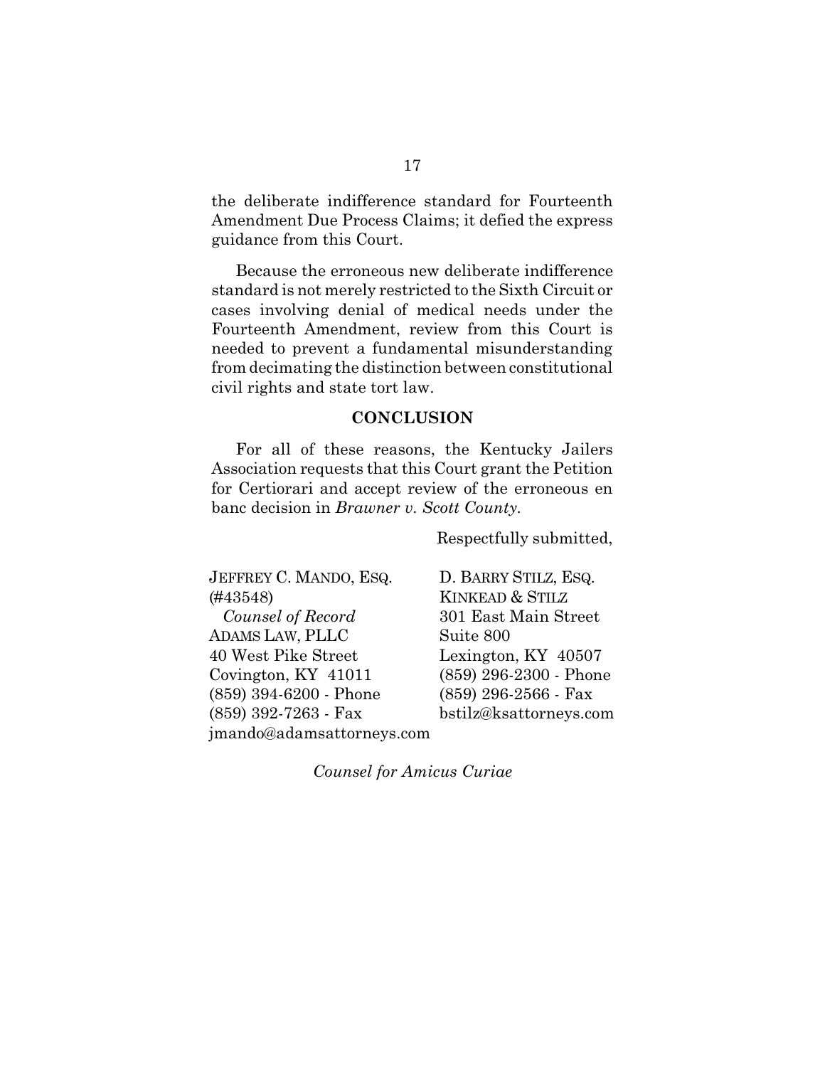the deliberate indifference standard for Fourteenth Amendment Due Process Claims; it defied the express guidance from this Court.

Because the erroneous new deliberate indifference standard is not merely restricted to the Sixth Circuit or cases involving denial of medical needs under the Fourteenth Amendment, review from this Court is needed to prevent a fundamental misunderstanding from decimating the distinction between constitutional civil rights and state tort law.

## CONCLUSION

For all of these reasons, the Kentucky Jailers Association requests that this Court grant the Petition for Certiorari and accept review of the erroneous en banc decision in *Brawner v. Scott County.*

Respectfully submitted,

JEFFREY C. MANDO, ESQ.
(#43548)
*Counsel of Record*
ADAMS LAW, PLLC
40 West Pike Street
Covington, KY 41011
(859) 394-6200 - Phone
(859) 392-7263 - Fax
jmando@adamsattorneys.com

D. BARRY STILZ, ESQ.
KINKEAD & STILZ
301 East Main Street
Suite 800
Lexington, KY 40507
(859) 296-2300 - Phone
(859) 296-2566 - Fax
bstilz@ksattorneys.com

*Counsel for Amicus Curiae*